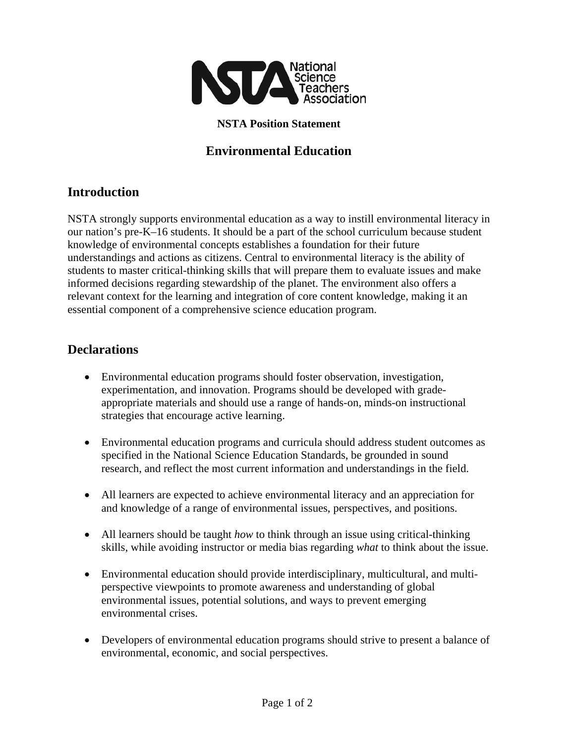**NSTA Position Statement**

# Environmental Education

## Introduction

NSTA strongly supports environmental education as a way to instill environmental literacy in our nation's pre-K–16 students. It should be a part of the school curriculum because student knowledge of environmental concepts establishes a foundation for their future understandings and actions as citizens. Central to environmental literacy is the ability of students to master critical-thinking skills that will prepare them to evaluate issues and make informed decisions regarding stewardship of the planet. The environment also offers a relevant context for the learning and integration of core content knowledge, making it an essential component of a comprehensive science education program.

## Declarations

- Environmental education programs should foster observation, investigation, experimentation, and innovation. Programs should be developed with grade-appropriate materials and should use a range of hands-on, minds-on instructional strategies that encourage active learning.
- Environmental education programs and curricula should address student outcomes as specified in the National Science Education Standards, be grounded in sound research, and reflect the most current information and understandings in the field.
- All learners are expected to achieve environmental literacy and an appreciation for and knowledge of a range of environmental issues, perspectives, and positions.
- All learners should be taught *how* to think through an issue using critical-thinking skills, while avoiding instructor or media bias regarding *what* to think about the issue.
- Environmental education should provide interdisciplinary, multicultural, and multi-perspective viewpoints to promote awareness and understanding of global environmental issues, potential solutions, and ways to prevent emerging environmental crises.
- Developers of environmental education programs should strive to present a balance of environmental, economic, and social perspectives.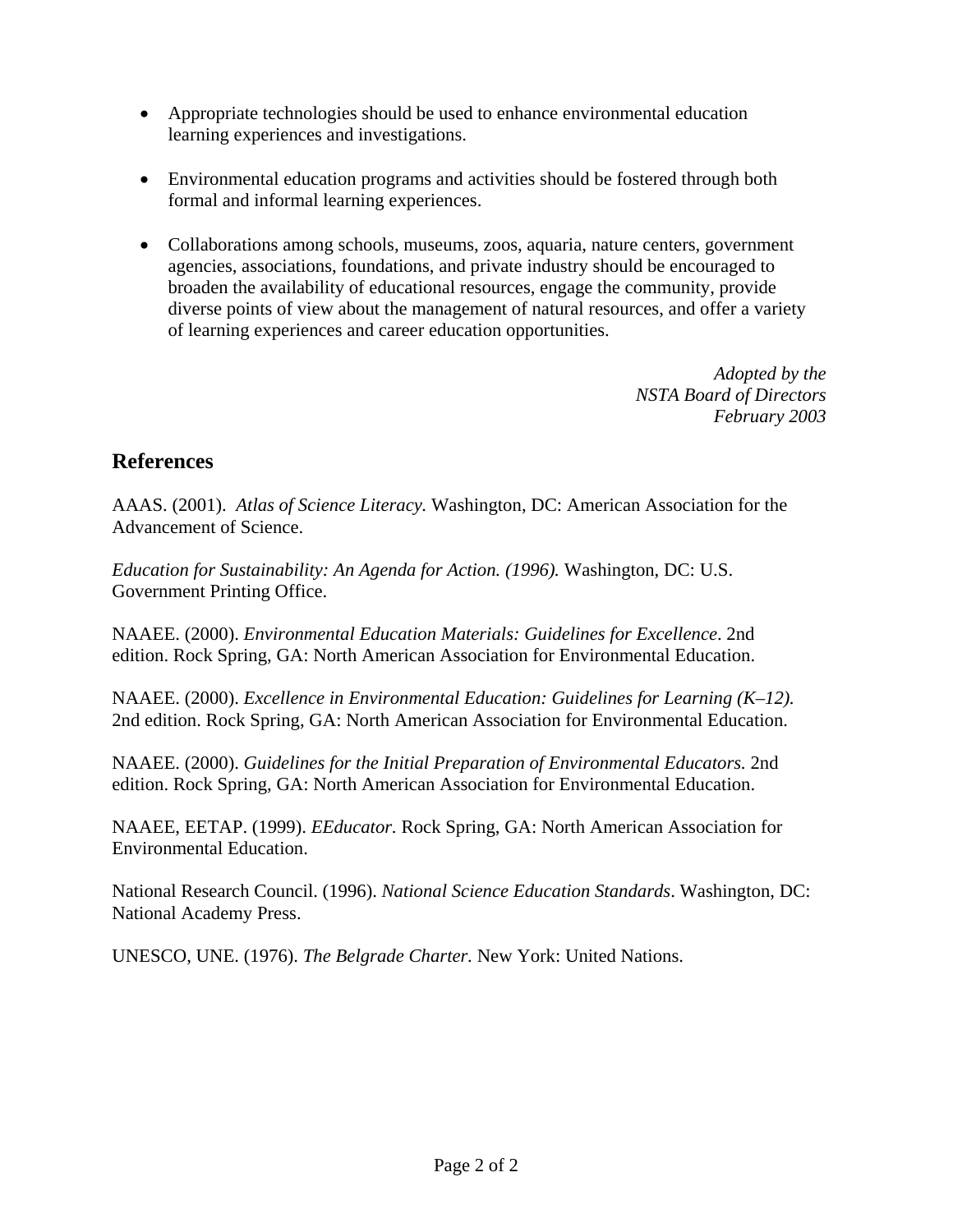- Appropriate technologies should be used to enhance environmental education learning experiences and investigations.

- Environmental education programs and activities should be fostered through both formal and informal learning experiences.

- Collaborations among schools, museums, zoos, aquaria, nature centers, government agencies, associations, foundations, and private industry should be encouraged to broaden the availability of educational resources, engage the community, provide diverse points of view about the management of natural resources, and offer a variety of learning experiences and career education opportunities.

*Adopted by the*
*NSTA Board of Directors*
*February 2003*

## References

AAAS. (2001). *Atlas of Science Literacy.* Washington, DC: American Association for the Advancement of Science.

*Education for Sustainability: An Agenda for Action. (1996).* Washington, DC: U.S. Government Printing Office.

NAAEE. (2000). *Environmental Education Materials: Guidelines for Excellence*. 2nd edition. Rock Spring, GA: North American Association for Environmental Education.

NAAEE. (2000). *Excellence in Environmental Education: Guidelines for Learning (K–12).* 2nd edition. Rock Spring, GA: North American Association for Environmental Education.

NAAEE. (2000). *Guidelines for the Initial Preparation of Environmental Educators.* 2nd edition. Rock Spring, GA: North American Association for Environmental Education.

NAAEE, EETAP. (1999). *EEducator.* Rock Spring, GA: North American Association for Environmental Education.

National Research Council. (1996). *National Science Education Standards*. Washington, DC: National Academy Press.

UNESCO, UNE. (1976). *The Belgrade Charter.* New York: United Nations.